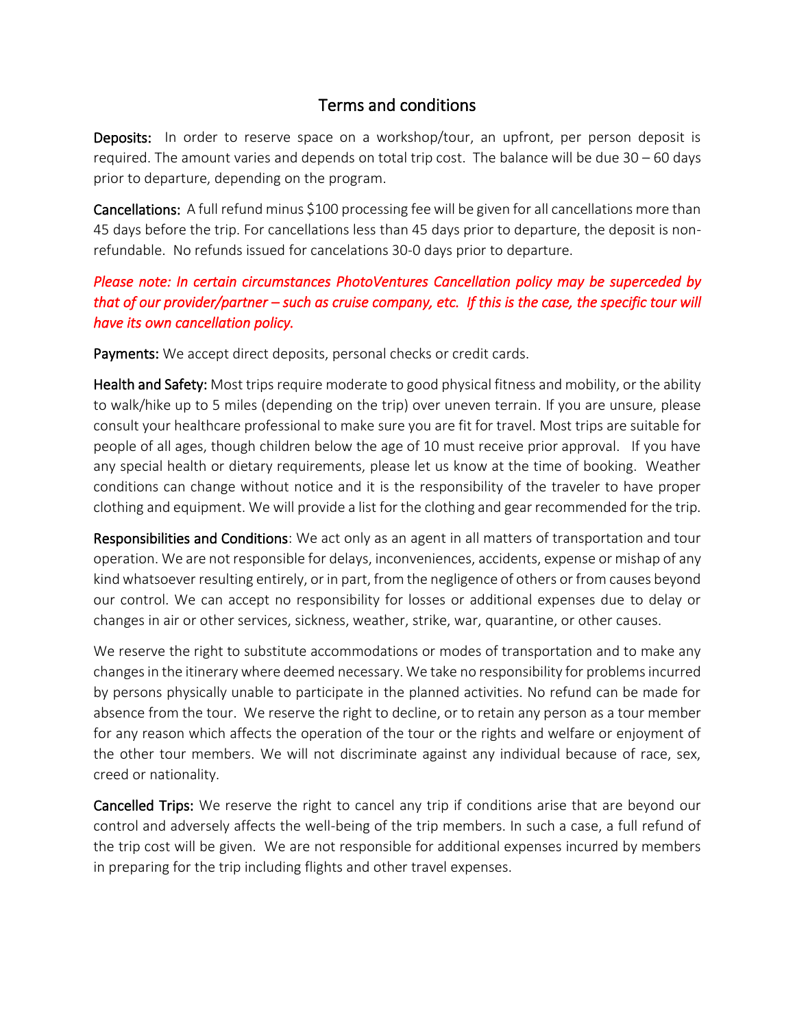# Terms and conditions

**Deposits:** In order to reserve space on a workshop/tour, an upfront, per person deposit is required. The amount varies and depends on total trip cost. The balance will be due 30 – 60 days prior to departure, depending on the program.

**Cancellations:** A full refund minus $100 processing fee will be given for all cancellations more than 45 days before the trip. For cancellations less than 45 days prior to departure, the deposit is non-refundable. No refunds issued for cancelations 30-0 days prior to departure.

*Please note: In certain circumstances PhotoVentures Cancellation policy may be superceded by that of our provider/partner – such as cruise company, etc. If this is the case, the specific tour will have its own cancellation policy.*

**Payments:** We accept direct deposits, personal checks or credit cards.

**Health and Safety:** Most trips require moderate to good physical fitness and mobility, or the ability to walk/hike up to 5 miles (depending on the trip) over uneven terrain. If you are unsure, please consult your healthcare professional to make sure you are fit for travel. Most trips are suitable for people of all ages, though children below the age of 10 must receive prior approval. If you have any special health or dietary requirements, please let us know at the time of booking. Weather conditions can change without notice and it is the responsibility of the traveler to have proper clothing and equipment. We will provide a list for the clothing and gear recommended for the trip.

**Responsibilities and Conditions**: We act only as an agent in all matters of transportation and tour operation. We are not responsible for delays, inconveniences, accidents, expense or mishap of any kind whatsoever resulting entirely, or in part, from the negligence of others or from causes beyond our control. We can accept no responsibility for losses or additional expenses due to delay or changes in air or other services, sickness, weather, strike, war, quarantine, or other causes.

We reserve the right to substitute accommodations or modes of transportation and to make any changes in the itinerary where deemed necessary. We take no responsibility for problems incurred by persons physically unable to participate in the planned activities. No refund can be made for absence from the tour. We reserve the right to decline, or to retain any person as a tour member for any reason which affects the operation of the tour or the rights and welfare or enjoyment of the other tour members. We will not discriminate against any individual because of race, sex, creed or nationality.

**Cancelled Trips:** We reserve the right to cancel any trip if conditions arise that are beyond our control and adversely affects the well-being of the trip members. In such a case, a full refund of the trip cost will be given. We are not responsible for additional expenses incurred by members in preparing for the trip including flights and other travel expenses.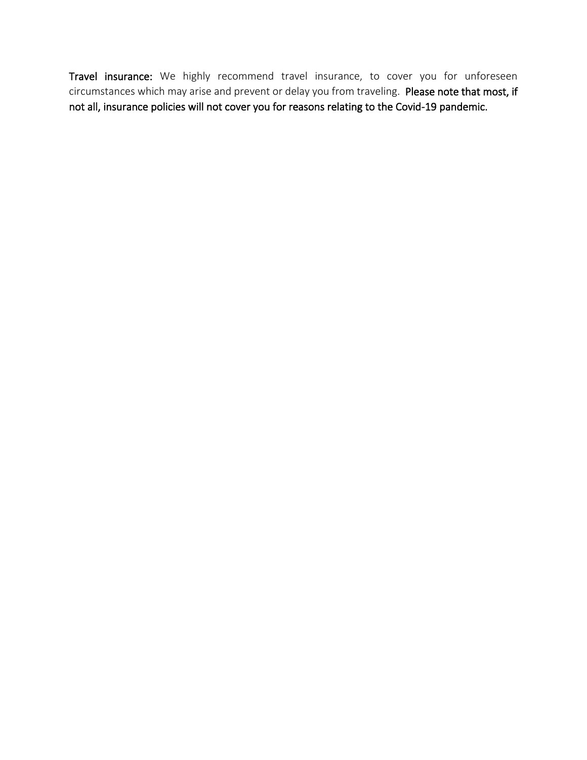**Travel insurance:** We highly recommend travel insurance, to cover you for unforeseen circumstances which may arise and prevent or delay you from traveling. **Please note that most, if not all, insurance policies will not cover you for reasons relating to the Covid-19 pandemic.**